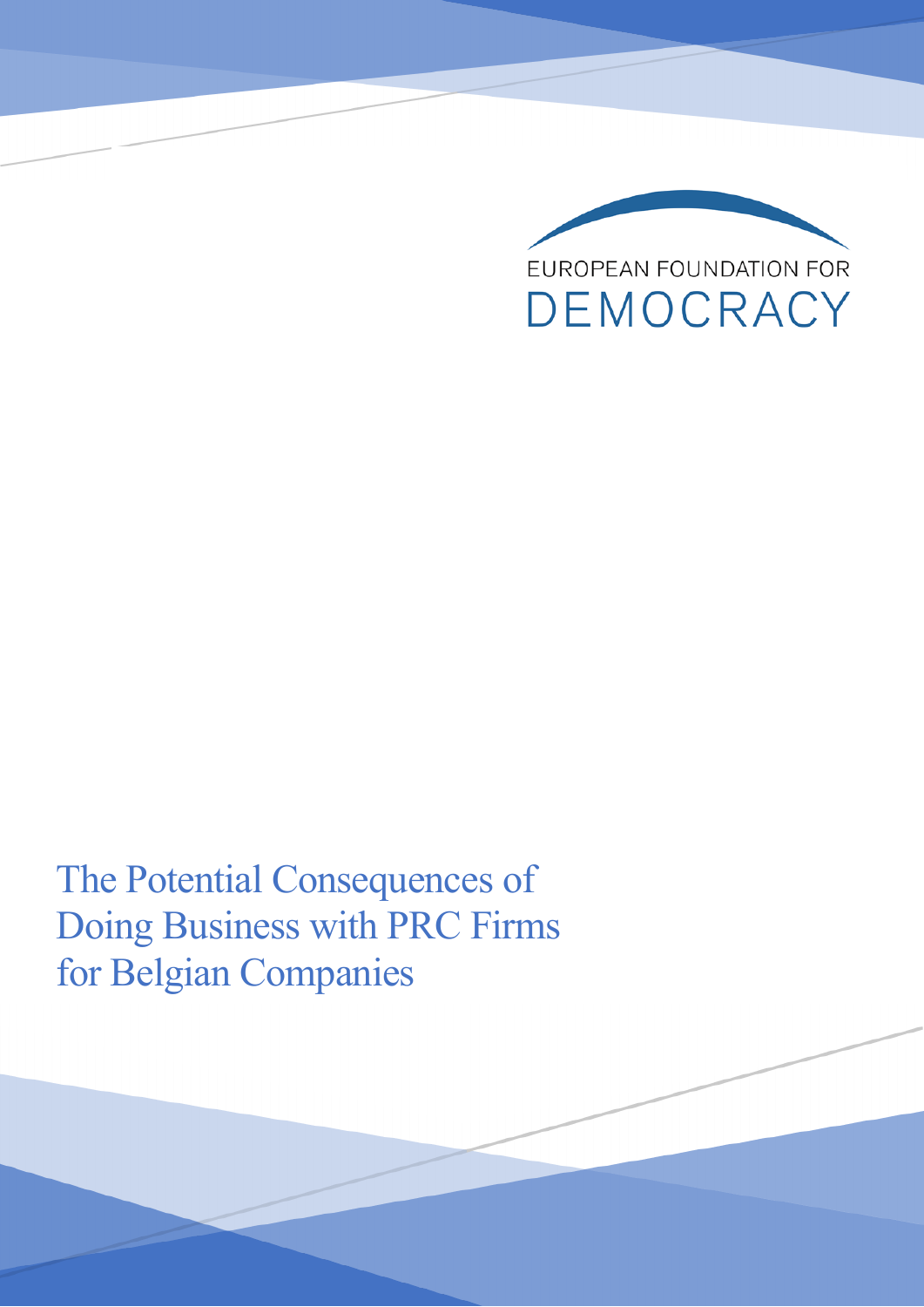EUROPEAN FOUNDATION FOR

DEMOCRACY

# The Potential Consequences of Doing Business with PRC Firms for Belgian Companies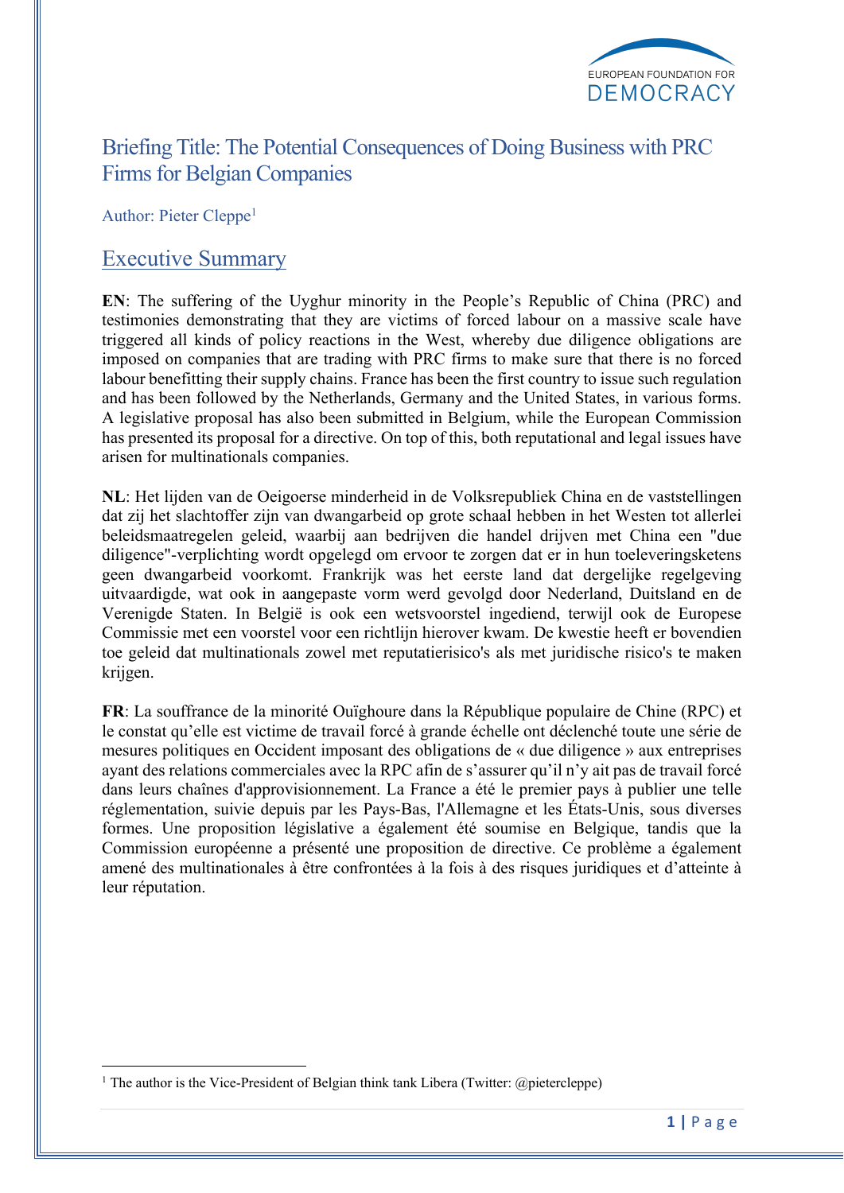# Briefing Title: The Potential Consequences of Doing Business with PRC Firms for Belgian Companies

Author: Pieter Cleppe[1]

## Executive Summary

**EN**: The suffering of the Uyghur minority in the People's Republic of China (PRC) and testimonies demonstrating that they are victims of forced labour on a massive scale have triggered all kinds of policy reactions in the West, whereby due diligence obligations are imposed on companies that are trading with PRC firms to make sure that there is no forced labour benefitting their supply chains. France has been the first country to issue such regulation and has been followed by the Netherlands, Germany and the United States, in various forms. A legislative proposal has also been submitted in Belgium, while the European Commission has presented its proposal for a directive. On top of this, both reputational and legal issues have arisen for multinationals companies.

**NL**: Het lijden van de Oeigoerse minderheid in de Volksrepubliek China en de vaststellingen dat zij het slachtoffer zijn van dwangarbeid op grote schaal hebben in het Westen tot allerlei beleidsmaatregelen geleid, waarbij aan bedrijven die handel drijven met China een "due diligence"-verplichting wordt opgelegd om ervoor te zorgen dat er in hun toeleveringsketens geen dwangarbeid voorkomt. Frankrijk was het eerste land dat dergelijke regelgeving uitvaardigde, wat ook in aangepaste vorm werd gevolgd door Nederland, Duitsland en de Verenigde Staten. In België is ook een wetsvoorstel ingediend, terwijl ook de Europese Commissie met een voorstel voor een richtlijn hierover kwam. De kwestie heeft er bovendien toe geleid dat multinationals zowel met reputatierisico's als met juridische risico's te maken krijgen.

**FR**: La souffrance de la minorité Ouïghoure dans la République populaire de Chine (RPC) et le constat qu'elle est victime de travail forcé à grande échelle ont déclenché toute une série de mesures politiques en Occident imposant des obligations de « due diligence » aux entreprises ayant des relations commerciales avec la RPC afin de s'assurer qu'il n'y ait pas de travail forcé dans leurs chaînes d'approvisionnement. La France a été le premier pays à publier une telle réglementation, suivie depuis par les Pays-Bas, l'Allemagne et les États-Unis, sous diverses formes. Une proposition législative a également été soumise en Belgique, tandis que la Commission européenne a présenté une proposition de directive. Ce problème a également amené des multinationales à être confrontées à la fois à des risques juridiques et d'atteinte à leur réputation.

[1] The author is the Vice-President of Belgian think tank Libera (Twitter: @pietercleppe)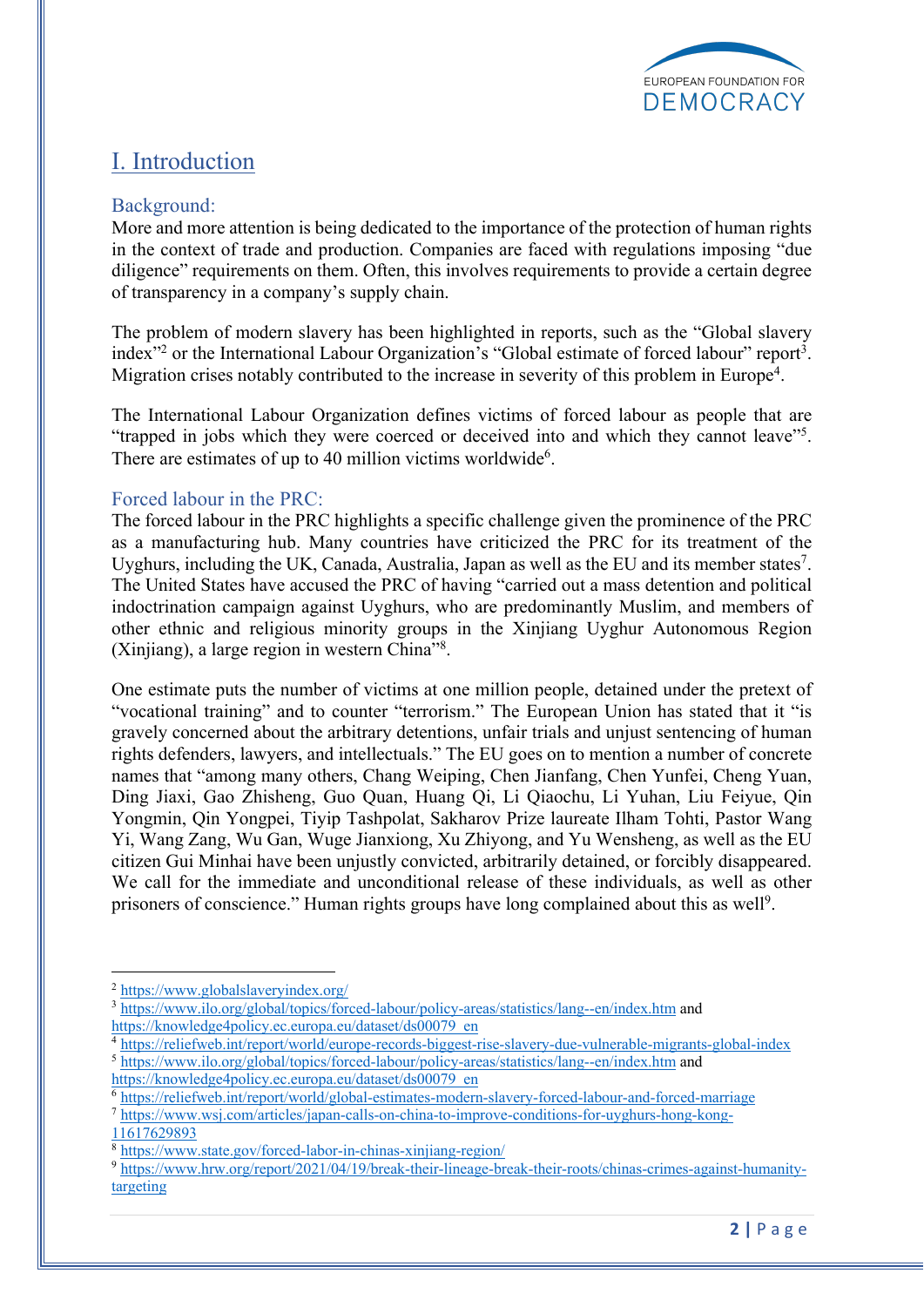# I. Introduction

## Background:

More and more attention is being dedicated to the importance of the protection of human rights in the context of trade and production. Companies are faced with regulations imposing "due diligence" requirements on them. Often, this involves requirements to provide a certain degree of transparency in a company's supply chain.

The problem of modern slavery has been highlighted in reports, such as the "Global slavery index"[2] or the International Labour Organization's "Global estimate of forced labour" report[3]. Migration crises notably contributed to the increase in severity of this problem in Europe[4].

The International Labour Organization defines victims of forced labour as people that are "trapped in jobs which they were coerced or deceived into and which they cannot leave"[5]. There are estimates of up to 40 million victims worldwide[6].

## Forced labour in the PRC:

The forced labour in the PRC highlights a specific challenge given the prominence of the PRC as a manufacturing hub. Many countries have criticized the PRC for its treatment of the Uyghurs, including the UK, Canada, Australia, Japan as well as the EU and its member states[7]. The United States have accused the PRC of having "carried out a mass detention and political indoctrination campaign against Uyghurs, who are predominantly Muslim, and members of other ethnic and religious minority groups in the Xinjiang Uyghur Autonomous Region (Xinjiang), a large region in western China"[8].

One estimate puts the number of victims at one million people, detained under the pretext of "vocational training" and to counter "terrorism." The European Union has stated that it "is gravely concerned about the arbitrary detentions, unfair trials and unjust sentencing of human rights defenders, lawyers, and intellectuals." The EU goes on to mention a number of concrete names that "among many others, Chang Weiping, Chen Jianfang, Chen Yunfei, Cheng Yuan, Ding Jiaxi, Gao Zhisheng, Guo Quan, Huang Qi, Li Qiaochu, Li Yuhan, Liu Feiyue, Qin Yongmin, Qin Yongpei, Tiyip Tashpolat, Sakharov Prize laureate Ilham Tohti, Pastor Wang Yi, Wang Zang, Wu Gan, Wuge Jianxiong, Xu Zhiyong, and Yu Wensheng, as well as the EU citizen Gui Minhai have been unjustly convicted, arbitrarily detained, or forcibly disappeared. We call for the immediate and unconditional release of these individuals, as well as other prisoners of conscience." Human rights groups have long complained about this as well[9].

---

[2] https://www.globalslaveryindex.org/

[3] https://www.ilo.org/global/topics/forced-labour/policy-areas/statistics/lang--en/index.htm and https://knowledge4policy.ec.europa.eu/dataset/ds00079_en

[4] https://reliefweb.int/report/world/europe-records-biggest-rise-slavery-due-vulnerable-migrants-global-index

[5] https://www.ilo.org/global/topics/forced-labour/policy-areas/statistics/lang--en/index.htm and https://knowledge4policy.ec.europa.eu/dataset/ds00079_en

[6] https://reliefweb.int/report/world/global-estimates-modern-slavery-forced-labour-and-forced-marriage

[7] https://www.wsj.com/articles/japan-calls-on-china-to-improve-conditions-for-uyghurs-hong-kong-11617629893

[8] https://www.state.gov/forced-labor-in-chinas-xinjiang-region/

[9] https://www.hrw.org/report/2021/04/19/break-their-lineage-break-their-roots/chinas-crimes-against-humanity-targeting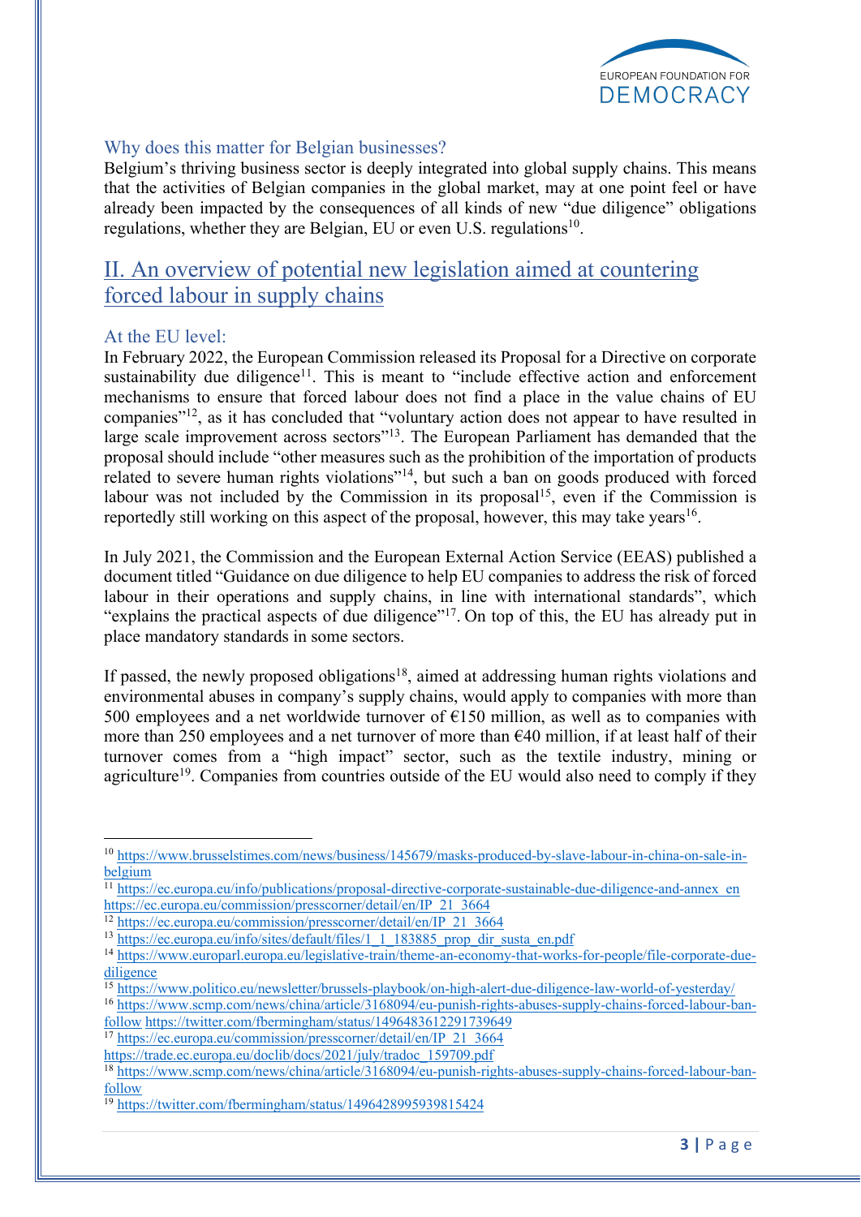### Why does this matter for Belgian businesses?

Belgium's thriving business sector is deeply integrated into global supply chains. This means that the activities of Belgian companies in the global market, may at one point feel or have already been impacted by the consequences of all kinds of new "due diligence" obligations regulations, whether they are Belgian, EU or even U.S. regulations[10].

## II. An overview of potential new legislation aimed at countering forced labour in supply chains

### At the EU level:

In February 2022, the European Commission released its Proposal for a Directive on corporate sustainability due diligence[11]. This is meant to "include effective action and enforcement mechanisms to ensure that forced labour does not find a place in the value chains of EU companies"[12], as it has concluded that "voluntary action does not appear to have resulted in large scale improvement across sectors"[13]. The European Parliament has demanded that the proposal should include "other measures such as the prohibition of the importation of products related to severe human rights violations"[14], but such a ban on goods produced with forced labour was not included by the Commission in its proposal[15], even if the Commission is reportedly still working on this aspect of the proposal, however, this may take years[16].

In July 2021, the Commission and the European External Action Service (EEAS) published a document titled "Guidance on due diligence to help EU companies to address the risk of forced labour in their operations and supply chains, in line with international standards", which "explains the practical aspects of due diligence"[17]. On top of this, the EU has already put in place mandatory standards in some sectors.

If passed, the newly proposed obligations[18], aimed at addressing human rights violations and environmental abuses in company's supply chains, would apply to companies with more than 500 employees and a net worldwide turnover of €150 million, as well as to companies with more than 250 employees and a net turnover of more than €40 million, if at least half of their turnover comes from a "high impact" sector, such as the textile industry, mining or agriculture[19]. Companies from countries outside of the EU would also need to comply if they

---

[10] https://www.brusselstimes.com/news/business/145679/masks-produced-by-slave-labour-in-china-on-sale-in-belgium

[11] https://ec.europa.eu/info/publications/proposal-directive-corporate-sustainable-due-diligence-and-annex_en https://ec.europa.eu/commission/presscorner/detail/en/IP_21_3664

[12] https://ec.europa.eu/commission/presscorner/detail/en/IP_21_3664

[13] https://ec.europa.eu/info/sites/default/files/1_1_183885_prop_dir_susta_en.pdf

[14] https://www.europarl.europa.eu/legislative-train/theme-an-economy-that-works-for-people/file-corporate-due-diligence

[15] https://www.politico.eu/newsletter/brussels-playbook/on-high-alert-due-diligence-law-world-of-yesterday/

[16] https://www.scmp.com/news/china/article/3168094/eu-punish-rights-abuses-supply-chains-forced-labour-ban-follow https://twitter.com/fbermingham/status/1496483612291739649

[17] https://ec.europa.eu/commission/presscorner/detail/en/IP_21_3664 https://trade.ec.europa.eu/doclib/docs/2021/july/tradoc_159709.pdf

[18] https://www.scmp.com/news/china/article/3168094/eu-punish-rights-abuses-supply-chains-forced-labour-ban-follow

[19] https://twitter.com/fbermingham/status/1496428995939815424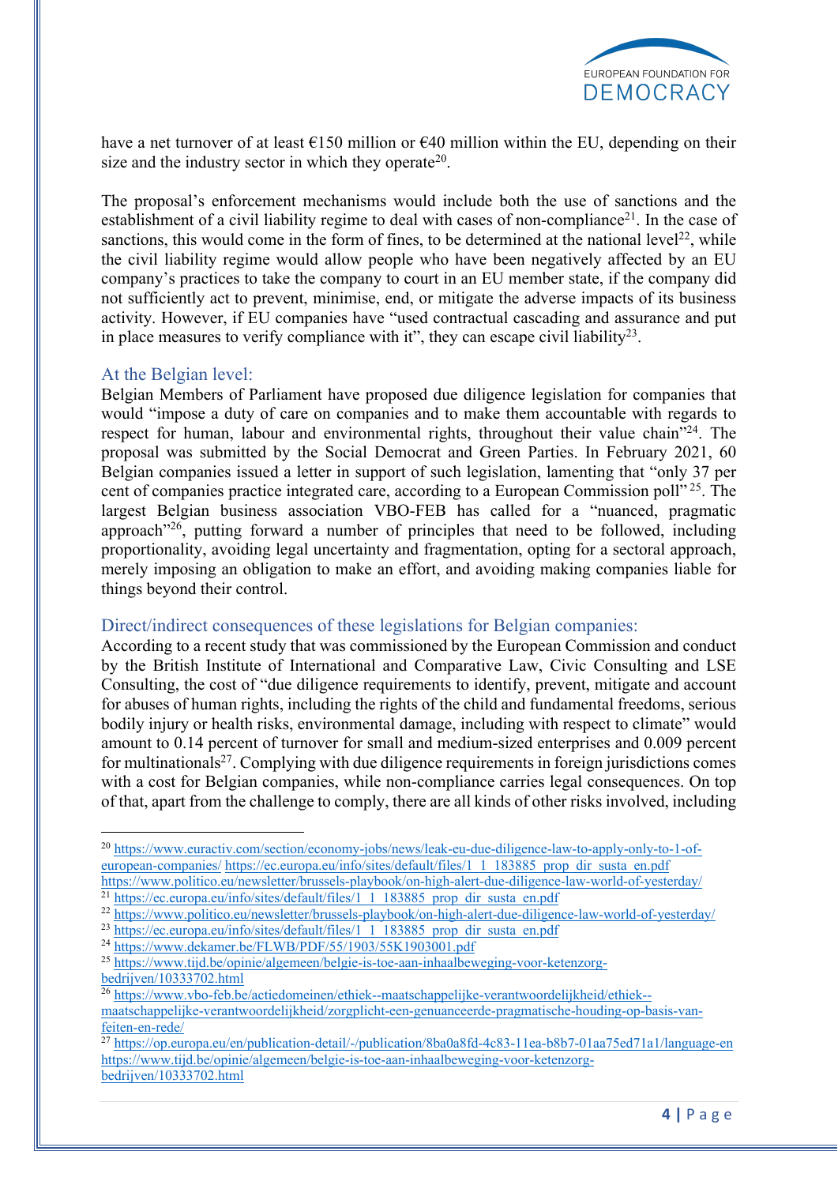have a net turnover of at least €150 million or €40 million within the EU, depending on their size and the industry sector in which they operate[20].

The proposal's enforcement mechanisms would include both the use of sanctions and the establishment of a civil liability regime to deal with cases of non-compliance[21]. In the case of sanctions, this would come in the form of fines, to be determined at the national level[22], while the civil liability regime would allow people who have been negatively affected by an EU company's practices to take the company to court in an EU member state, if the company did not sufficiently act to prevent, minimise, end, or mitigate the adverse impacts of its business activity. However, if EU companies have "used contractual cascading and assurance and put in place measures to verify compliance with it", they can escape civil liability[23].

## At the Belgian level:

Belgian Members of Parliament have proposed due diligence legislation for companies that would "impose a duty of care on companies and to make them accountable with regards to respect for human, labour and environmental rights, throughout their value chain"[24]. The proposal was submitted by the Social Democrat and Green Parties. In February 2021, 60 Belgian companies issued a letter in support of such legislation, lamenting that "only 37 per cent of companies practice integrated care, according to a European Commission poll"[25]. The largest Belgian business association VBO-FEB has called for a "nuanced, pragmatic approach"[26], putting forward a number of principles that need to be followed, including proportionality, avoiding legal uncertainty and fragmentation, opting for a sectoral approach, merely imposing an obligation to make an effort, and avoiding making companies liable for things beyond their control.

## Direct/indirect consequences of these legislations for Belgian companies:

According to a recent study that was commissioned by the European Commission and conduct by the British Institute of International and Comparative Law, Civic Consulting and LSE Consulting, the cost of "due diligence requirements to identify, prevent, mitigate and account for abuses of human rights, including the rights of the child and fundamental freedoms, serious bodily injury or health risks, environmental damage, including with respect to climate" would amount to 0.14 percent of turnover for small and medium-sized enterprises and 0.009 percent for multinationals[27]. Complying with due diligence requirements in foreign jurisdictions comes with a cost for Belgian companies, while non-compliance carries legal consequences. On top of that, apart from the challenge to comply, there are all kinds of other risks involved, including

---

[20] https://www.euractiv.com/section/economy-jobs/news/leak-eu-due-diligence-law-to-apply-only-to-1-of-european-companies/ https://ec.europa.eu/info/sites/default/files/1_1_183885_prop_dir_susta_en.pdf https://www.politico.eu/newsletter/brussels-playbook/on-high-alert-due-diligence-law-world-of-yesterday/

[21] https://ec.europa.eu/info/sites/default/files/1_1_183885_prop_dir_susta_en.pdf

[22] https://www.politico.eu/newsletter/brussels-playbook/on-high-alert-due-diligence-law-world-of-yesterday/

[23] https://ec.europa.eu/info/sites/default/files/1_1_183885_prop_dir_susta_en.pdf

[24] https://www.dekamer.be/FLWB/PDF/55/1903/55K1903001.pdf

[25] https://www.tijd.be/opinie/algemeen/belgie-is-toe-aan-inhaalbeweging-voor-ketenzorg-bedrijven/10333702.html

[26] https://www.vbo-feb.be/actiedomeinen/ethiek--maatschappelijke-verantwoordelijkheid/ethiek--maatschappelijke-verantwoordelijkheid/zorgplicht-een-genuanceerde-pragmatische-houding-op-basis-van-feiten-en-rede/

[27] https://op.europa.eu/en/publication-detail/-/publication/8ba0a8fd-4c83-11ea-b8b7-01aa75ed71a1/language-en https://www.tijd.be/opinie/algemeen/belgie-is-toe-aan-inhaalbeweging-voor-ketenzorg-bedrijven/10333702.html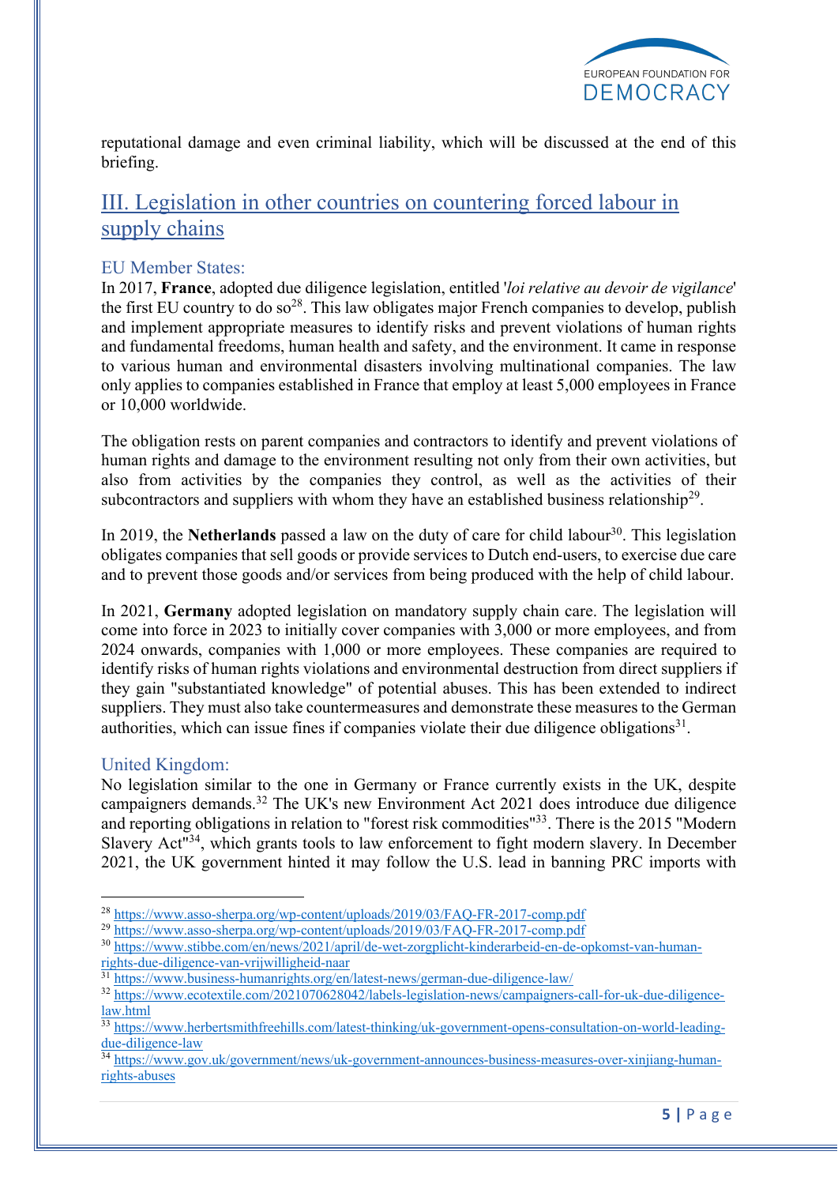reputational damage and even criminal liability, which will be discussed at the end of this briefing.

## III. Legislation in other countries on countering forced labour in supply chains

### EU Member States:

In 2017, **France**, adopted due diligence legislation, entitled '*loi relative au devoir de vigilance*' the first EU country to do so[28]. This law obligates major French companies to develop, publish and implement appropriate measures to identify risks and prevent violations of human rights and fundamental freedoms, human health and safety, and the environment. It came in response to various human and environmental disasters involving multinational companies. The law only applies to companies established in France that employ at least 5,000 employees in France or 10,000 worldwide.

The obligation rests on parent companies and contractors to identify and prevent violations of human rights and damage to the environment resulting not only from their own activities, but also from activities by the companies they control, as well as the activities of their subcontractors and suppliers with whom they have an established business relationship[29].

In 2019, the **Netherlands** passed a law on the duty of care for child labour[30]. This legislation obligates companies that sell goods or provide services to Dutch end-users, to exercise due care and to prevent those goods and/or services from being produced with the help of child labour.

In 2021, **Germany** adopted legislation on mandatory supply chain care. The legislation will come into force in 2023 to initially cover companies with 3,000 or more employees, and from 2024 onwards, companies with 1,000 or more employees. These companies are required to identify risks of human rights violations and environmental destruction from direct suppliers if they gain "substantiated knowledge" of potential abuses. This has been extended to indirect suppliers. They must also take countermeasures and demonstrate these measures to the German authorities, which can issue fines if companies violate their due diligence obligations[31].

### United Kingdom:

No legislation similar to the one in Germany or France currently exists in the UK, despite campaigners demands.[32] The UK's new Environment Act 2021 does introduce due diligence and reporting obligations in relation to "forest risk commodities"[33]. There is the 2015 "Modern Slavery Act"[34], which grants tools to law enforcement to fight modern slavery. In December 2021, the UK government hinted it may follow the U.S. lead in banning PRC imports with

---

[28] https://www.asso-sherpa.org/wp-content/uploads/2019/03/FAQ-FR-2017-comp.pdf

[29] https://www.asso-sherpa.org/wp-content/uploads/2019/03/FAQ-FR-2017-comp.pdf

[30] https://www.stibbe.com/en/news/2021/april/de-wet-zorgplicht-kinderarbeid-en-de-opkomst-van-human-rights-due-diligence-van-vrijwilligheid-naar

[31] https://www.business-humanrights.org/en/latest-news/german-due-diligence-law/

[32] https://www.ecotextile.com/2021070628042/labels-legislation-news/campaigners-call-for-uk-due-diligence-law.html

[33] https://www.herbertsmithfreehills.com/latest-thinking/uk-government-opens-consultation-on-world-leading-due-diligence-law

[34] https://www.gov.uk/government/news/uk-government-announces-business-measures-over-xinjiang-human-rights-abuses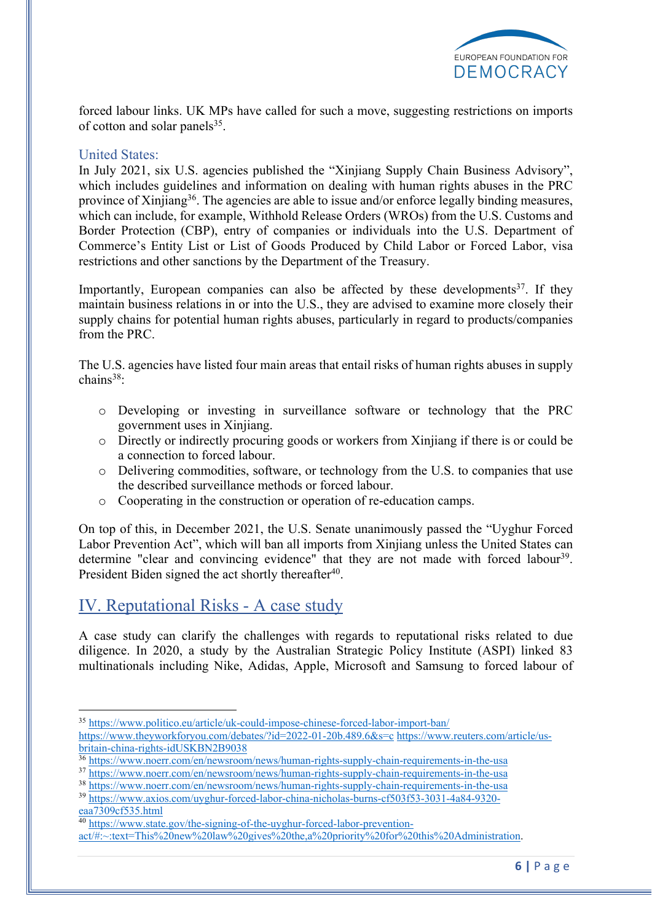forced labour links. UK MPs have called for such a move, suggesting restrictions on imports of cotton and solar panels[35].

### United States:

In July 2021, six U.S. agencies published the "Xinjiang Supply Chain Business Advisory", which includes guidelines and information on dealing with human rights abuses in the PRC province of Xinjiang[36]. The agencies are able to issue and/or enforce legally binding measures, which can include, for example, Withhold Release Orders (WROs) from the U.S. Customs and Border Protection (CBP), entry of companies or individuals into the U.S. Department of Commerce's Entity List or List of Goods Produced by Child Labor or Forced Labor, visa restrictions and other sanctions by the Department of the Treasury.

Importantly, European companies can also be affected by these developments[37]. If they maintain business relations in or into the U.S., they are advised to examine more closely their supply chains for potential human rights abuses, particularly in regard to products/companies from the PRC.

The U.S. agencies have listed four main areas that entail risks of human rights abuses in supply chains[38]:

- Developing or investing in surveillance software or technology that the PRC government uses in Xinjiang.
- Directly or indirectly procuring goods or workers from Xinjiang if there is or could be a connection to forced labour.
- Delivering commodities, software, or technology from the U.S. to companies that use the described surveillance methods or forced labour.
- Cooperating in the construction or operation of re-education camps.

On top of this, in December 2021, the U.S. Senate unanimously passed the "Uyghur Forced Labor Prevention Act", which will ban all imports from Xinjiang unless the United States can determine "clear and convincing evidence" that they are not made with forced labour[39]. President Biden signed the act shortly thereafter[40].

## IV. Reputational Risks - A case study

A case study can clarify the challenges with regards to reputational risks related to due diligence. In 2020, a study by the Australian Strategic Policy Institute (ASPI) linked 83 multinationals including Nike, Adidas, Apple, Microsoft and Samsung to forced labour of

---

[35] https://www.politico.eu/article/uk-could-impose-chinese-forced-labor-import-ban/ https://www.theyworkforyou.com/debates/?id=2022-01-20b.489.6&s=c https://www.reuters.com/article/us-britain-china-rights-idUSKBN2B9038

[36] https://www.noerr.com/en/newsroom/news/human-rights-supply-chain-requirements-in-the-usa

[37] https://www.noerr.com/en/newsroom/news/human-rights-supply-chain-requirements-in-the-usa

[38] https://www.noerr.com/en/newsroom/news/human-rights-supply-chain-requirements-in-the-usa

[39] https://www.axios.com/uyghur-forced-labor-china-nicholas-burns-cf503f53-3031-4a84-9320-eaa7309cf535.html

[40] https://www.state.gov/the-signing-of-the-uyghur-forced-labor-prevention-act/#:~:text=This%20new%20law%20gives%20the,a%20priority%20for%20this%20Administration.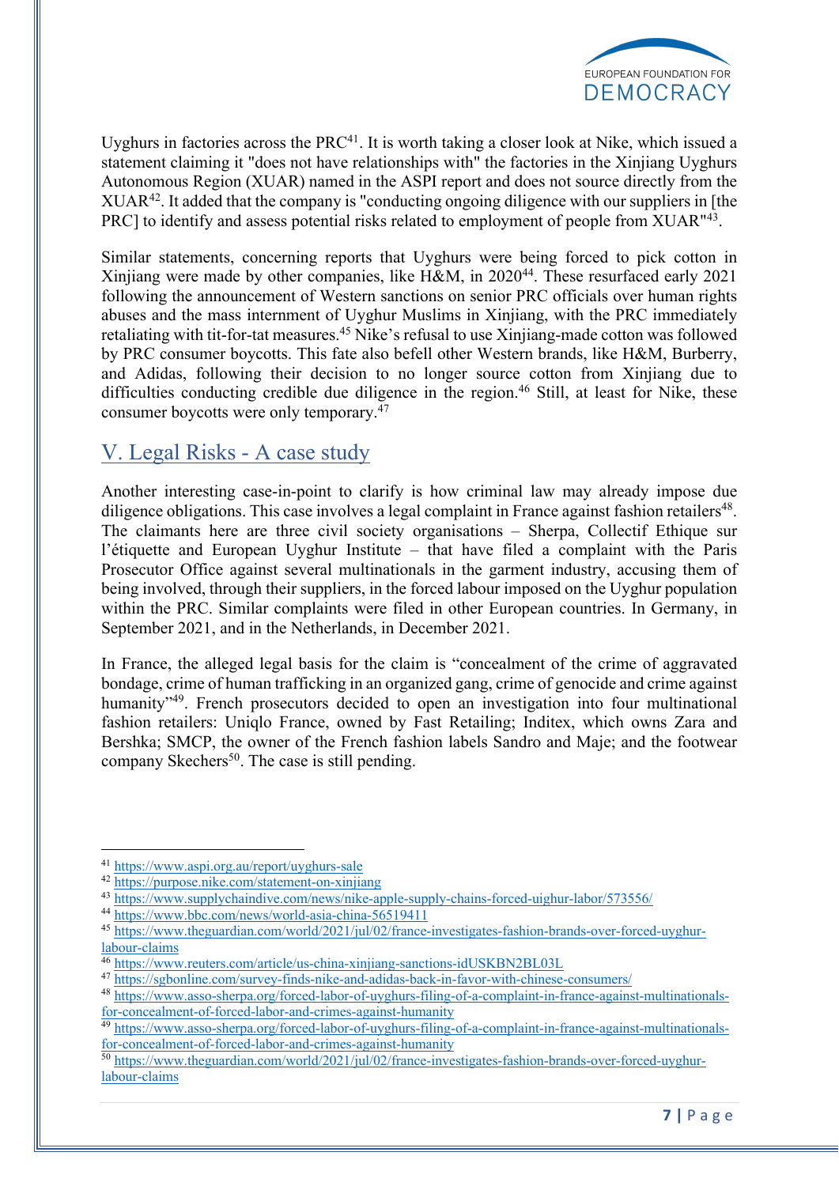Uyghurs in factories across the PRC[41]. It is worth taking a closer look at Nike, which issued a statement claiming it "does not have relationships with" the factories in the Xinjiang Uyghurs Autonomous Region (XUAR) named in the ASPI report and does not source directly from the XUAR[42]. It added that the company is "conducting ongoing diligence with our suppliers in [the PRC] to identify and assess potential risks related to employment of people from XUAR"[43].

Similar statements, concerning reports that Uyghurs were being forced to pick cotton in Xinjiang were made by other companies, like H&M, in 2020[44]. These resurfaced early 2021 following the announcement of Western sanctions on senior PRC officials over human rights abuses and the mass internment of Uyghur Muslims in Xinjiang, with the PRC immediately retaliating with tit-for-tat measures.[45] Nike's refusal to use Xinjiang-made cotton was followed by PRC consumer boycotts. This fate also befell other Western brands, like H&M, Burberry, and Adidas, following their decision to no longer source cotton from Xinjiang due to difficulties conducting credible due diligence in the region.[46] Still, at least for Nike, these consumer boycotts were only temporary.[47]

## V. Legal Risks - A case study

Another interesting case-in-point to clarify is how criminal law may already impose due diligence obligations. This case involves a legal complaint in France against fashion retailers[48]. The claimants here are three civil society organisations – Sherpa, Collectif Ethique sur l'étiquette and European Uyghur Institute – that have filed a complaint with the Paris Prosecutor Office against several multinationals in the garment industry, accusing them of being involved, through their suppliers, in the forced labour imposed on the Uyghur population within the PRC. Similar complaints were filed in other European countries. In Germany, in September 2021, and in the Netherlands, in December 2021.

In France, the alleged legal basis for the claim is "concealment of the crime of aggravated bondage, crime of human trafficking in an organized gang, crime of genocide and crime against humanity"[49]. French prosecutors decided to open an investigation into four multinational fashion retailers: Uniqlo France, owned by Fast Retailing; Inditex, which owns Zara and Bershka; SMCP, the owner of the French fashion labels Sandro and Maje; and the footwear company Skechers[50]. The case is still pending.

---

[41] https://www.aspi.org.au/report/uyghurs-sale
[42] https://purpose.nike.com/statement-on-xinjiang
[43] https://www.supplychaindive.com/news/nike-apple-supply-chains-forced-uighur-labor/573556/
[44] https://www.bbc.com/news/world-asia-china-56519411
[45] https://www.theguardian.com/world/2021/jul/02/france-investigates-fashion-brands-over-forced-uyghur-labour-claims
[46] https://www.reuters.com/article/us-china-xinjiang-sanctions-idUSKBN2BL03L
[47] https://sgbonline.com/survey-finds-nike-and-adidas-back-in-favor-with-chinese-consumers/
[48] https://www.asso-sherpa.org/forced-labor-of-uyghurs-filing-of-a-complaint-in-france-against-multinationals-for-concealment-of-forced-labor-and-crimes-against-humanity
[49] https://www.asso-sherpa.org/forced-labor-of-uyghurs-filing-of-a-complaint-in-france-against-multinationals-for-concealment-of-forced-labor-and-crimes-against-humanity
[50] https://www.theguardian.com/world/2021/jul/02/france-investigates-fashion-brands-over-forced-uyghur-labour-claims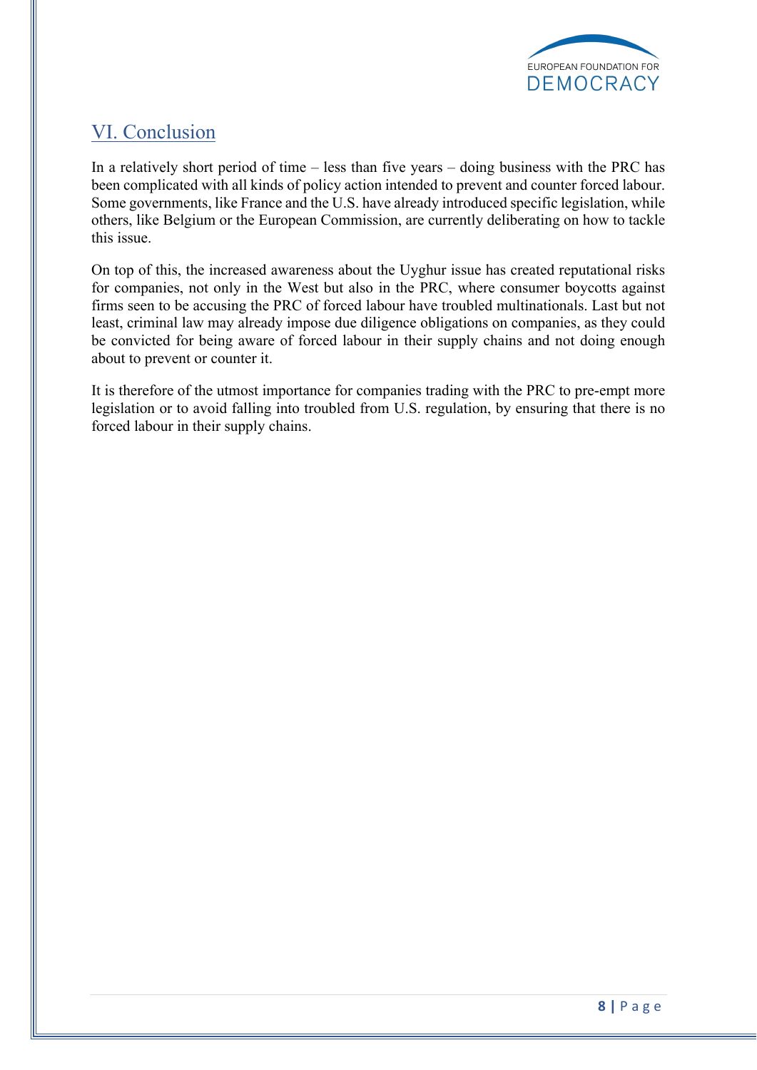## VI. Conclusion

In a relatively short period of time – less than five years – doing business with the PRC has been complicated with all kinds of policy action intended to prevent and counter forced labour. Some governments, like France and the U.S. have already introduced specific legislation, while others, like Belgium or the European Commission, are currently deliberating on how to tackle this issue.

On top of this, the increased awareness about the Uyghur issue has created reputational risks for companies, not only in the West but also in the PRC, where consumer boycotts against firms seen to be accusing the PRC of forced labour have troubled multinationals. Last but not least, criminal law may already impose due diligence obligations on companies, as they could be convicted for being aware of forced labour in their supply chains and not doing enough about to prevent or counter it.

It is therefore of the utmost importance for companies trading with the PRC to pre-empt more legislation or to avoid falling into troubled from U.S. regulation, by ensuring that there is no forced labour in their supply chains.